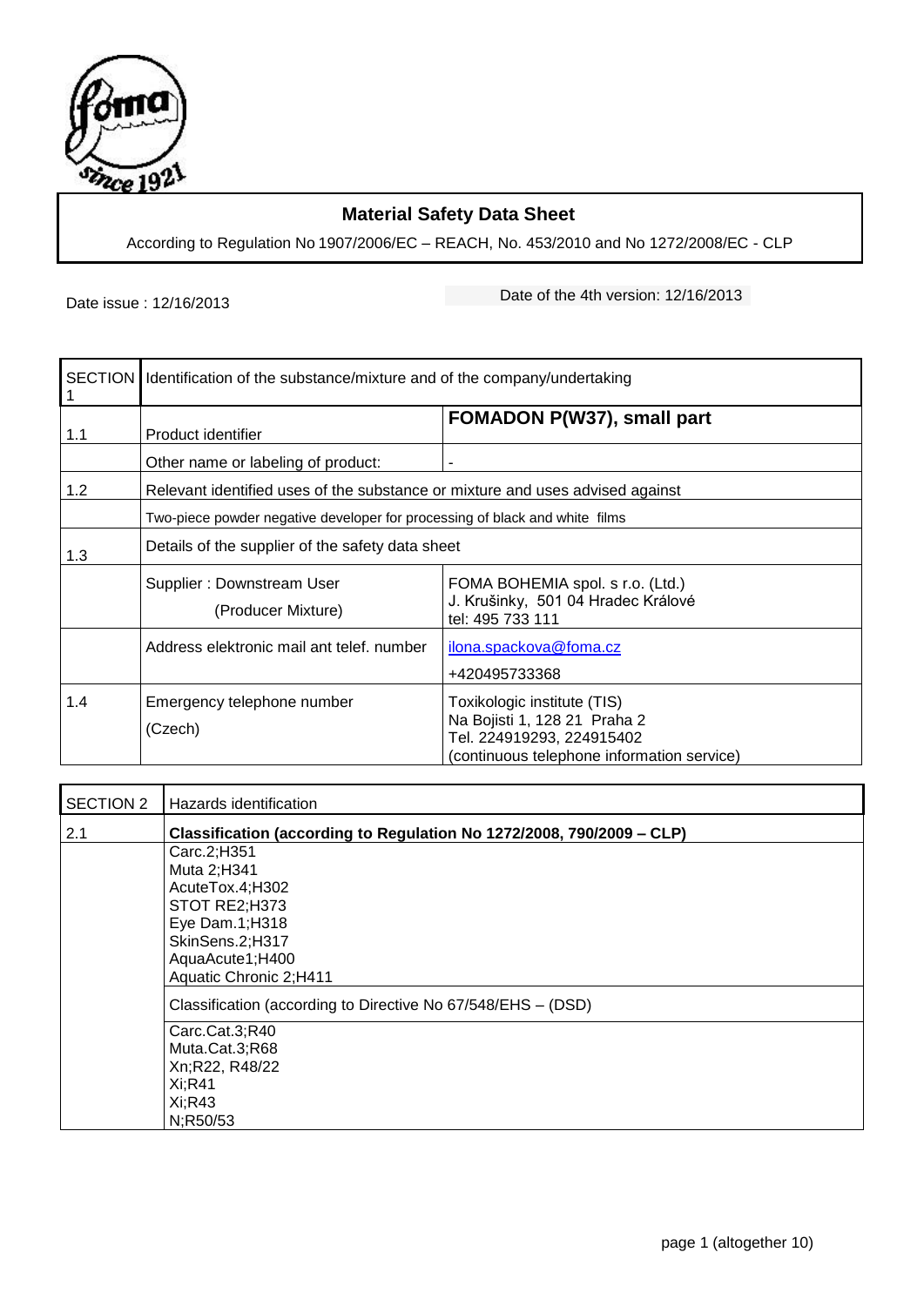# Material Safety Data Sheet

According to Regulation No 1907/2006/EC – REACH, No. 453/2010 and No 1272/2008/EC - CLP

Date issue : 12/16/2013

Date of the 4th version: 12/16/2013

| SECTION 1 | Identification of the substance/mixture and of the company/undertaking | |
|---|---|---|
| 1.1 | Product identifier | **FOMADON P(W37), small part** |
| | Other name or labeling of product: | - |
| 1.2 | Relevant identified uses of the substance or mixture and uses advised against | |
| | Two-piece powder negative developer for processing of black and white films | |
| 1.3 | Details of the supplier of the safety data sheet | |
| | Supplier : Downstream User (Producer Mixture) | FOMA BOHEMIA spol. s r.o. (Ltd.) J. Krušinky, 501 04 Hradec Králové tel: 495 733 111 |
| | Address elektronic mail ant telef. number | ilona.spackova@foma.cz +420495733368 |
| 1.4 | Emergency telephone number (Czech) | Toxikologic institute (TIS) Na Bojisti 1, 128 21 Praha 2 Tel. 224919293, 224915402 (continuous telephone information service) |

| SECTION 2 | Hazards identification |
|---|---|
| 2.1 | **Classification (according to Regulation No 1272/2008, 790/2009 – CLP)** |
| | Carc.2;H351<br>Muta 2;H341<br>AcuteTox.4;H302<br>STOT RE2;H373<br>Eye Dam.1;H318<br>SkinSens.2;H317<br>AquaAcute1;H400<br>Aquatic Chronic 2;H411 |
| | Classification (according to Directive No 67/548/EHS – (DSD) |
| | Carc.Cat.3;R40<br>Muta.Cat.3;R68<br>Xn;R22, R48/22<br>Xi;R41<br>Xi;R43<br>N;R50/53 |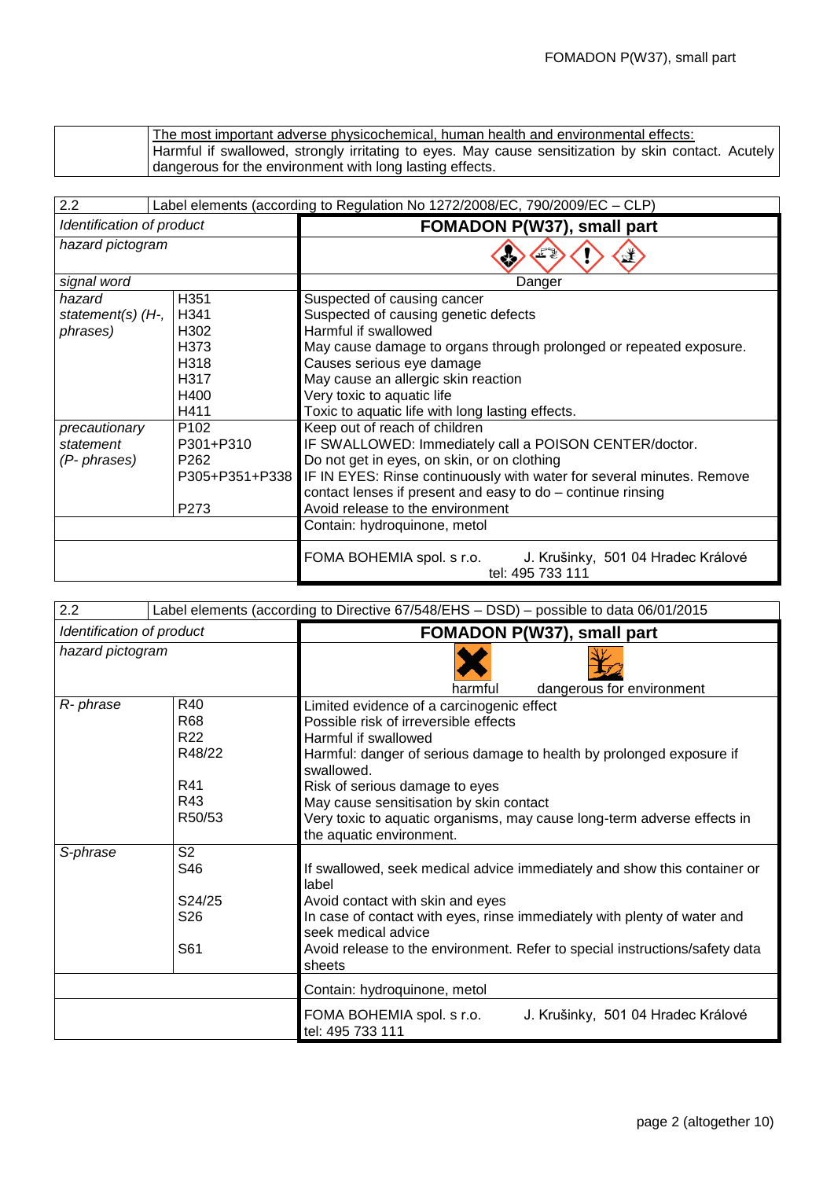| | The most important adverse physicochemical, human health and environmental effects: Harmful if swallowed, strongly irritating to eyes. May cause sensitization by skin contact. Acutely dangerous for the environment with long lasting effects. |
|---|---|

| 2.2 | Label elements (according to Regulation No 1272/2008/EC, 790/2009/EC – CLP) | |
|---|---|---|
| *Identification of product* | | **FOMADON P(W37), small part** |
| *hazard pictogram* | | |
| *signal word* | | Danger |
| *hazard statement(s) (H-, phrases)* | H351<br>H341<br>H302<br>H373<br>H318<br>H317<br>H400<br>H411 | Suspected of causing cancer<br>Suspected of causing genetic defects<br>Harmful if swallowed<br>May cause damage to organs through prolonged or repeated exposure.<br>Causes serious eye damage<br>May cause an allergic skin reaction<br>Very toxic to aquatic life<br>Toxic to aquatic life with long lasting effects. |
| *precautionary statement (P- phrases)* | P102<br>P301+P310<br>P262<br>P305+P351+P338<br><br>P273 | Keep out of reach of children<br>IF SWALLOWED: Immediately call a POISON CENTER/doctor.<br>Do not get in eyes, on skin, or on clothing<br>IF IN EYES: Rinse continuously with water for several minutes. Remove contact lenses if present and easy to do – continue rinsing<br>Avoid release to the environment |
| | | Contain: hydroquinone, metol |
| | | FOMA BOHEMIA spol. s r.o. J. Krušinky, 501 04 Hradec Králové tel: 495 733 111 |

| 2.2 | Label elements (according to Directive 67/548/EHS – DSD) – possible to data 06/01/2015 | |
|---|---|---|
| *Identification of product* | | **FOMADON P(W37), small part** |
| *hazard pictogram* | | harmful dangerous for environment |
| *R- phrase* | R40<br>R68<br>R22<br>R48/22<br><br>R41<br>R43<br>R50/53 | Limited evidence of a carcinogenic effect<br>Possible risk of irreversible effects<br>Harmful if swallowed<br>Harmful: danger of serious damage to health by prolonged exposure if swallowed.<br>Risk of serious damage to eyes<br>May cause sensitisation by skin contact<br>Very toxic to aquatic organisms, may cause long-term adverse effects in the aquatic environment. |
| *S-phrase* | S2<br>S46<br><br>S24/25<br>S26<br><br>S61 | <br>If swallowed, seek medical advice immediately and show this container or label<br>Avoid contact with skin and eyes<br>In case of contact with eyes, rinse immediately with plenty of water and seek medical advice<br>Avoid release to the environment. Refer to special instructions/safety data sheets |
| | | Contain: hydroquinone, metol |
| | | FOMA BOHEMIA spol. s r.o. J. Krušinky, 501 04 Hradec Králové tel: 495 733 111 |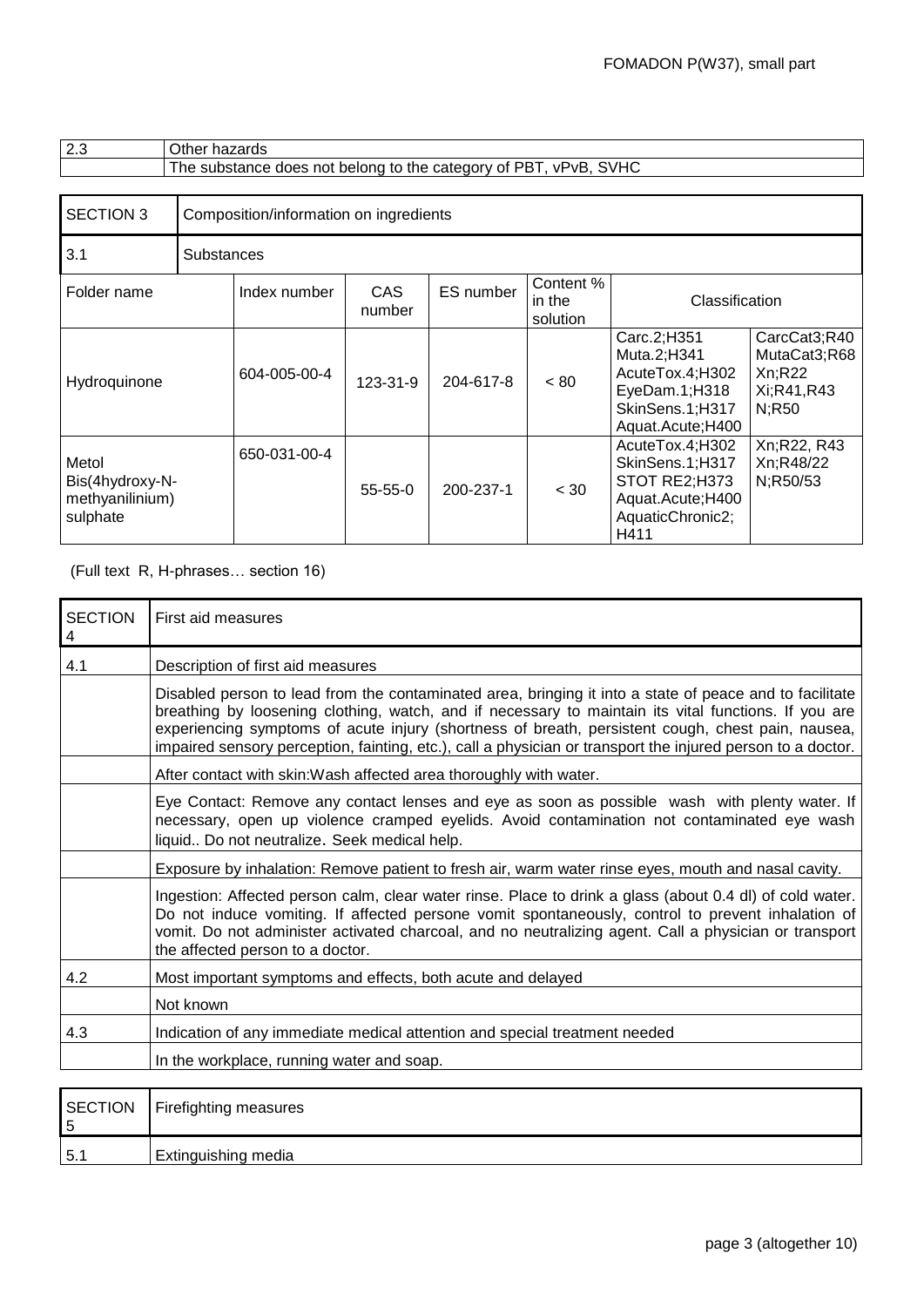| 2.3 | Other hazards |
|---|---|
| | The substance does not belong to the category of PBT, vPvB, SVHC |

| SECTION 3 | Composition/information on ingredients |
|---|---|
| 3.1 | Substances |

| Folder name | Index number | CAS number | ES number | Content % in the solution | Classification | |
|---|---|---|---|---|---|---|
| Hydroquinone | 604-005-00-4 | 123-31-9 | 204-617-8 | < 80 | Carc.2;H351 Muta.2;H341 AcuteTox.4;H302 EyeDam.1;H318 SkinSens.1;H317 Aquat.Acute;H400 | CarcCat3;R40 MutaCat3;R68 Xn;R22 Xi;R41,R43 N;R50 |
| Metol Bis(4hydroxy-N-methyanilinium) sulphate | 650-031-00-4 | 55-55-0 | 200-237-1 | < 30 | AcuteTox.4;H302 SkinSens.1;H317 STOT RE2;H373 Aquat.Acute;H400 AquaticChronic2; H411 | Xn;R22, R43 Xn;R48/22 N;R50/53 |

(Full text R, H-phrases… section 16)

| SECTION 4 | First aid measures |
|---|---|
| 4.1 | Description of first aid measures |
| | Disabled person to lead from the contaminated area, bringing it into a state of peace and to facilitate breathing by loosening clothing, watch, and if necessary to maintain its vital functions. If you are experiencing symptoms of acute injury (shortness of breath, persistent cough, chest pain, nausea, impaired sensory perception, fainting, etc.), call a physician or transport the injured person to a doctor. |
| | After contact with skin:Wash affected area thoroughly with water. |
| | Eye Contact: Remove any contact lenses and eye as soon as possible wash with plenty water. If necessary, open up violence cramped eyelids. Avoid contamination not contaminated eye wash liquid.. Do not neutralize. Seek medical help. |
| | Exposure by inhalation: Remove patient to fresh air, warm water rinse eyes, mouth and nasal cavity. |
| | Ingestion: Affected person calm, clear water rinse. Place to drink a glass (about 0.4 dl) of cold water. Do not induce vomiting. If affected persone vomit spontaneously, control to prevent inhalation of vomit. Do not administer activated charcoal, and no neutralizing agent. Call a physician or transport the affected person to a doctor. |
| 4.2 | Most important symptoms and effects, both acute and delayed |
| | Not known |
| 4.3 | Indication of any immediate medical attention and special treatment needed |
| | In the workplace, running water and soap. |

| SECTION 5 | Firefighting measures |
|---|---|
| 5.1 | Extinguishing media |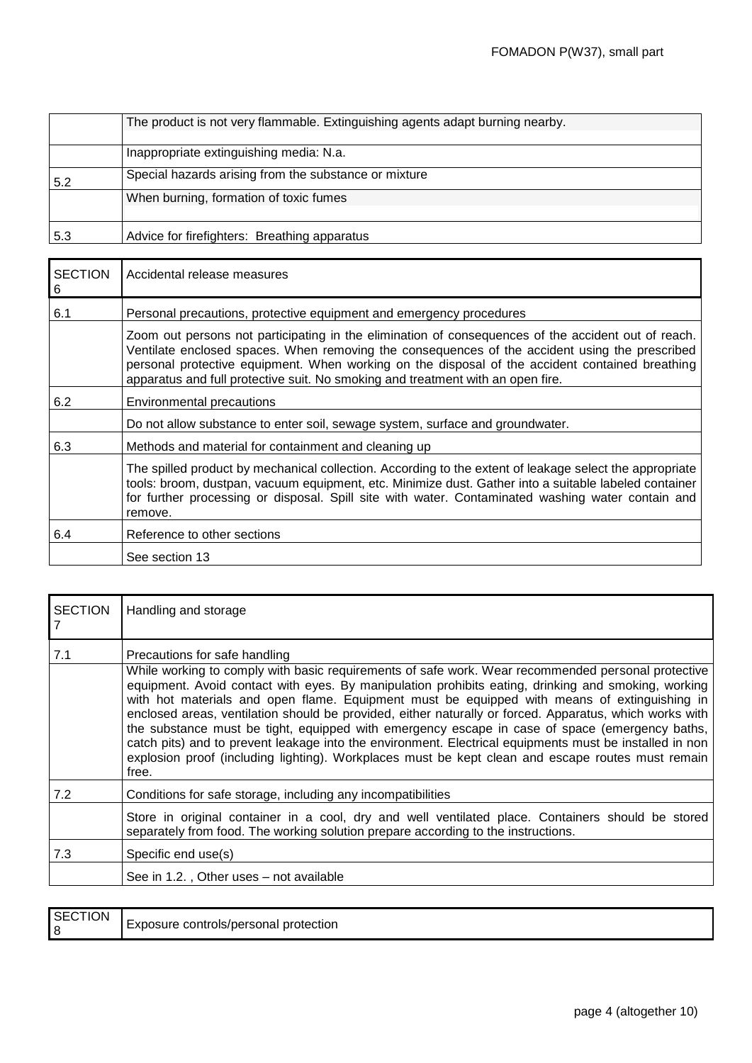| | |
|---|---|
| | The product is not very flammable. Extinguishing agents adapt burning nearby. |
| | Inappropriate extinguishing media: N.a. |
| 5.2 | Special hazards arising from the substance or mixture |
| | When burning, formation of toxic fumes |
| 5.3 | Advice for firefighters: Breathing apparatus |

| SECTION 6 | Accidental release measures |
|---|---|
| 6.1 | Personal precautions, protective equipment and emergency procedures |
| | Zoom out persons not participating in the elimination of consequences of the accident out of reach. Ventilate enclosed spaces. When removing the consequences of the accident using the prescribed personal protective equipment. When working on the disposal of the accident contained breathing apparatus and full protective suit. No smoking and treatment with an open fire. |
| 6.2 | Environmental precautions |
| | Do not allow substance to enter soil, sewage system, surface and groundwater. |
| 6.3 | Methods and material for containment and cleaning up |
| | The spilled product by mechanical collection. According to the extent of leakage select the appropriate tools: broom, dustpan, vacuum equipment, etc. Minimize dust. Gather into a suitable labeled container for further processing or disposal. Spill site with water. Contaminated washing water contain and remove. |
| 6.4 | Reference to other sections |
| | See section 13 |

| SECTION 7 | Handling and storage |
|---|---|
| 7.1 | Precautions for safe handling |
| | While working to comply with basic requirements of safe work. Wear recommended personal protective equipment. Avoid contact with eyes. By manipulation prohibits eating, drinking and smoking, working with hot materials and open flame. Equipment must be equipped with means of extinguishing in enclosed areas, ventilation should be provided, either naturally or forced. Apparatus, which works with the substance must be tight, equipped with emergency escape in case of space (emergency baths, catch pits) and to prevent leakage into the environment. Electrical equipments must be installed in non explosion proof (including lighting). Workplaces must be kept clean and escape routes must remain free. |
| 7.2 | Conditions for safe storage, including any incompatibilities |
| | Store in original container in a cool, dry and well ventilated place. Containers should be stored separately from food. The working solution prepare according to the instructions. |
| 7.3 | Specific end use(s) |
| | See in 1.2. , Other uses – not available |

| SECTION 8 | Exposure controls/personal protection |
|---|---|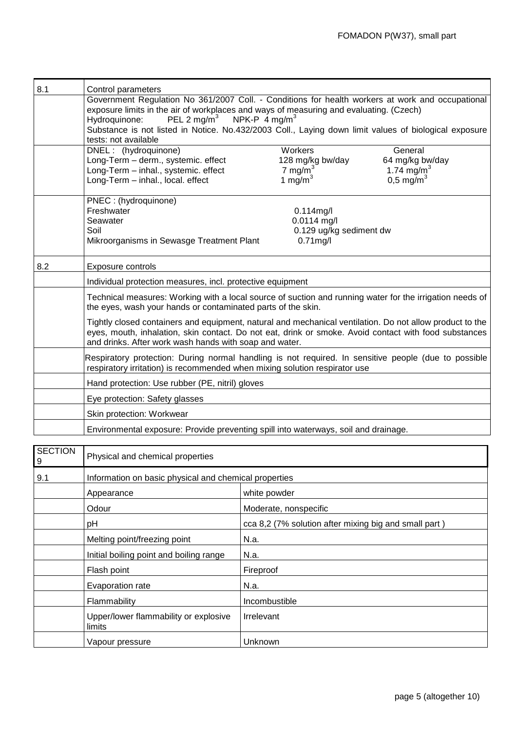| | |
|---|---|
| 8.1 | Control parameters |
| | Government Regulation No 361/2007 Coll. - Conditions for health workers at work and occupational exposure limits in the air of workplaces and ways of measuring and evaluating. (Czech)<br>Hydroquinone: PEL 2 mg/m$^3$ NPK-P 4 mg/m$^3$<br>Substance is not listed in Notice. No.432/2003 Coll., Laying down limit values of biological exposure tests: not available |
| | DNEL : (hydroquinone) — Workers / General<br>Long-Term – derm., systemic. effect — 128 mg/kg bw/day / 64 mg/kg bw/day<br>Long-Term – inhal., systemic. effect — 7 mg/m$^3$ / 1.74 mg/m$^3$<br>Long-Term – inhal., local. effect — 1 mg/m$^3$ / 0,5 mg/m$^3$ |
| | PNEC : (hydroquinone)<br>Freshwater — 0.114mg/l<br>Seawater — 0.0114 mg/l<br>Soil — 0.129 ug/kg sediment dw<br>Mikroorganisms in Sewasge Treatment Plant — 0.71mg/l |
| 8.2 | Exposure controls |
| | Individual protection measures, incl. protective equipment |
| | Technical measures: Working with a local source of suction and running water for the irrigation needs of the eyes, wash your hands or contaminated parts of the skin.<br>Tightly closed containers and equipment, natural and mechanical ventilation. Do not allow product to the eyes, mouth, inhalation, skin contact. Do not eat, drink or smoke. Avoid contact with food substances and drinks. After work wash hands with soap and water. |
| | Respiratory protection: During normal handling is not required. In sensitive people (due to possible respiratory irritation) is recommended when mixing solution respirator use |
| | Hand protection: Use rubber (PE, nitril) gloves |
| | Eye protection: Safety glasses |
| | Skin protection: Workwear |
| | Environmental exposure: Provide preventing spill into waterways, soil and drainage. |

| SECTION 9 | Physical and chemical properties | |
|---|---|---|
| 9.1 | Information on basic physical and chemical properties | |
| | Appearance | white powder |
| | Odour | Moderate, nonspecific |
| | pH | cca 8,2 (7% solution after mixing big and small part ) |
| | Melting point/freezing point | N.a. |
| | Initial boiling point and boiling range | N.a. |
| | Flash point | Fireproof |
| | Evaporation rate | N.a. |
| | Flammability | Incombustible |
| | Upper/lower flammability or explosive limits | Irrelevant |
| | Vapour pressure | Unknown |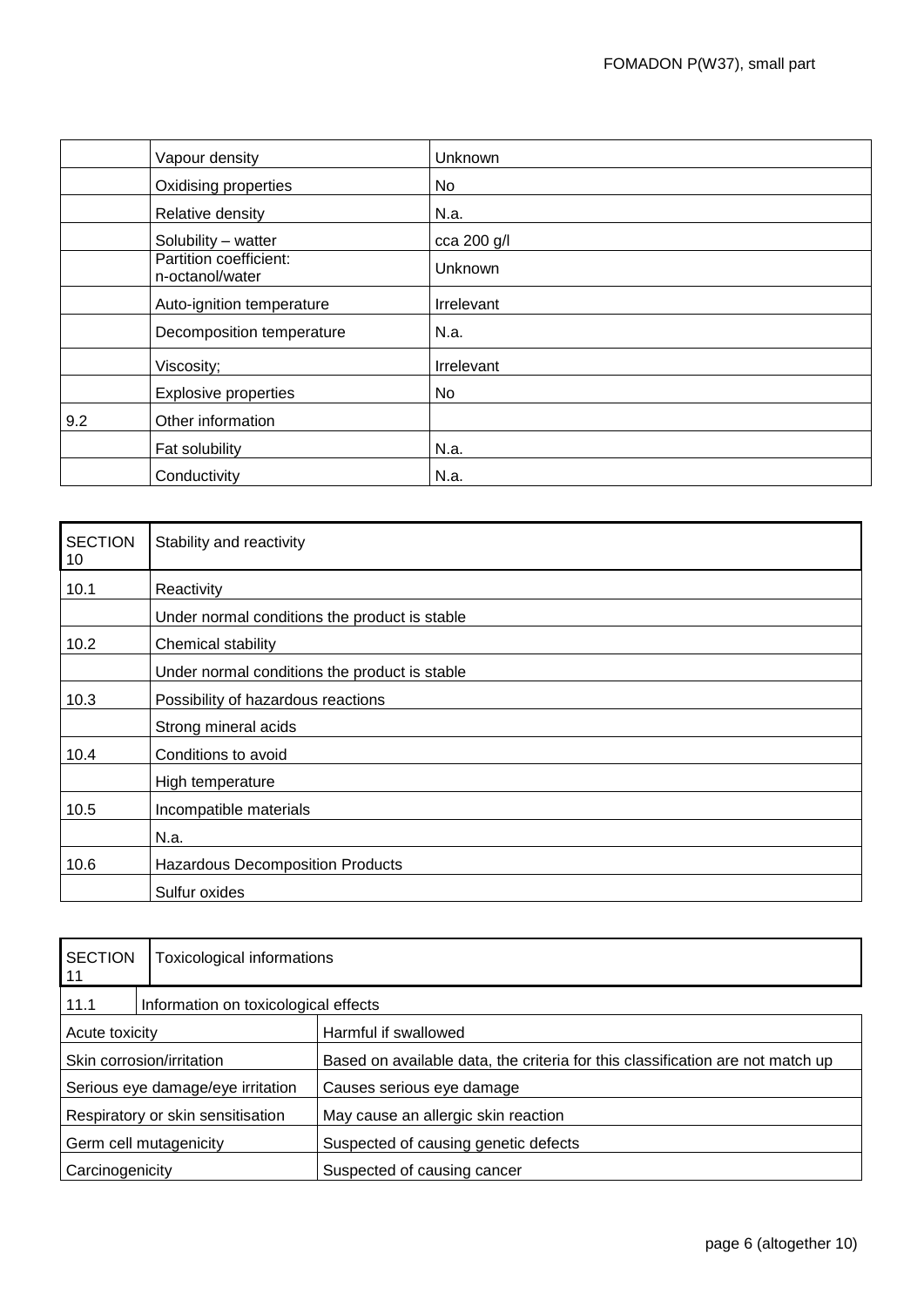| | | |
|---|---|---|
| | Vapour density | Unknown |
| | Oxidising properties | No |
| | Relative density | N.a. |
| | Solubility – watter | cca 200 g/l |
| | Partition coefficient: n-octanol/water | Unknown |
| | Auto-ignition temperature | Irrelevant |
| | Decomposition temperature | N.a. |
| | Viscosity; | Irrelevant |
| | Explosive properties | No |
| 9.2 | Other information | |
| | Fat solubility | N.a. |
| | Conductivity | N.a. |

| SECTION 10 | Stability and reactivity |
|---|---|
| 10.1 | Reactivity |
| | Under normal conditions the product is stable |
| 10.2 | Chemical stability |
| | Under normal conditions the product is stable |
| 10.3 | Possibility of hazardous reactions |
| | Strong mineral acids |
| 10.4 | Conditions to avoid |
| | High temperature |
| 10.5 | Incompatible materials |
| | N.a. |
| 10.6 | Hazardous Decomposition Products |
| | Sulfur oxides |

| SECTION 11 | Toxicological informations |
|---|---|
| 11.1 | Information on toxicological effects |

| | |
|---|---|
| Acute toxicity | Harmful if swallowed |
| Skin corrosion/irritation | Based on available data, the criteria for this classification are not match up |
| Serious eye damage/eye irritation | Causes serious eye damage |
| Respiratory or skin sensitisation | May cause an allergic skin reaction |
| Germ cell mutagenicity | Suspected of causing genetic defects |
| Carcinogenicity | Suspected of causing cancer |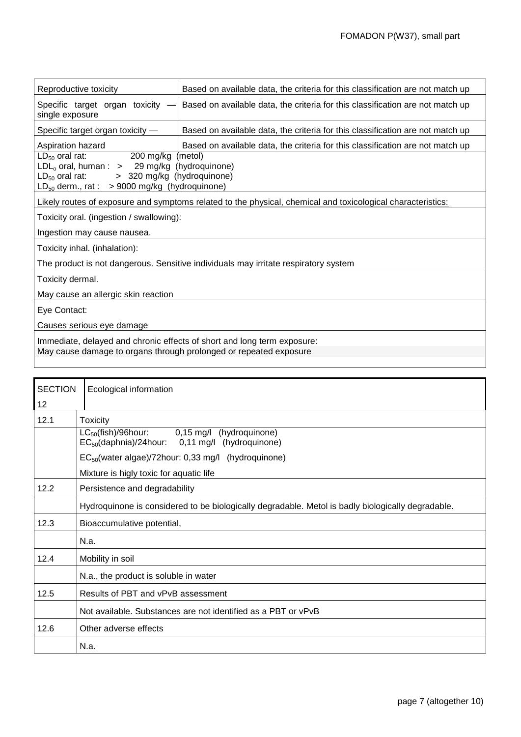| | |
|---|---|
| Reproductive toxicity | Based on available data, the criteria for this classification are not match up |
| Specific target organ toxicity — single exposure | Based on available data, the criteria for this classification are not match up |
| Specific target organ toxicity — | Based on available data, the criteria for this classification are not match up |
| Aspiration hazard | Based on available data, the criteria for this classification are not match up |

$LD_{50}$ oral rat: 200 mg/kg (metol)
$LDL_o$ oral, human : > 29 mg/kg (hydroquinone)
$LD_{50}$ oral rat: > 320 mg/kg (hydroquinone)
$LD_{50}$ derm., rat : > 9000 mg/kg (hydroquinone)

Likely routes of exposure and symptoms related to the physical, chemical and toxicological characteristics:

Toxicity oral. (ingestion / swallowing):

Ingestion may cause nausea.

Toxicity inhal. (inhalation):

The product is not dangerous. Sensitive individuals may irritate respiratory system

Toxicity dermal.

May cause an allergic skin reaction

Eye Contact:

Causes serious eye damage

Immediate, delayed and chronic effects of short and long term exposure:
May cause damage to organs through prolonged or repeated exposure

| SECTION 12 | Ecological information |
|---|---|
| 12.1 | Toxicity |
| | $LC_{50}$(fish)/96hour: 0,15 mg/l (hydroquinone)<br>$EC_{50}$(daphnia)/24hour: 0,11 mg/l (hydroquinone)<br>$EC_{50}$(water algae)/72hour: 0,33 mg/l (hydroquinone)<br>Mixture is higly toxic for aquatic life |
| 12.2 | Persistence and degradability |
| | Hydroquinone is considered to be biologically degradable. Metol is badly biologically degradable. |
| 12.3 | Bioaccumulative potential, |
| | N.a. |
| 12.4 | Mobility in soil |
| | N.a., the product is soluble in water |
| 12.5 | Results of PBT and vPvB assessment |
| | Not available. Substances are not identified as a PBT or vPvB |
| 12.6 | Other adverse effects |
| | N.a. |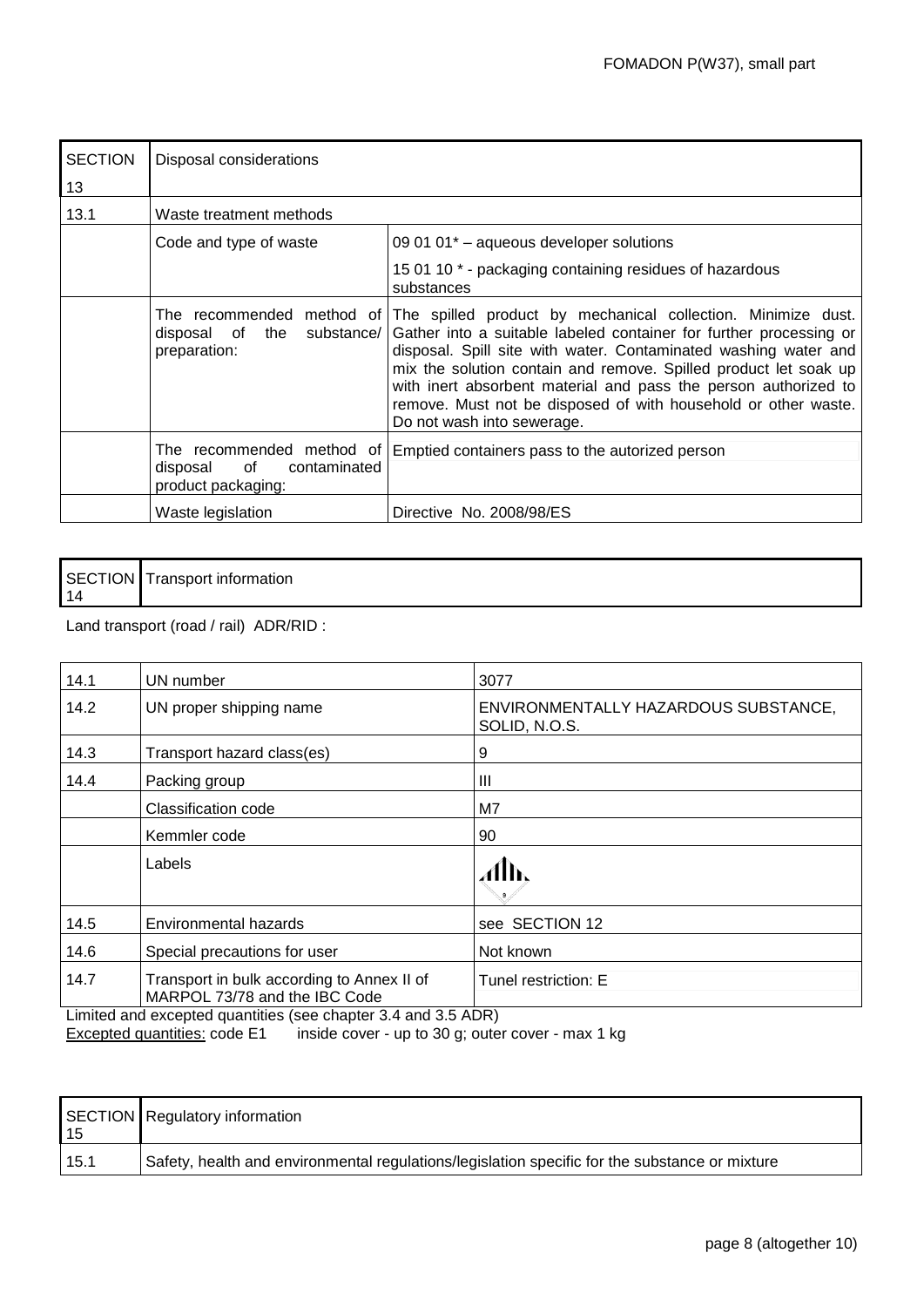| SECTION 13 | Disposal considerations | |
|---|---|---|
| 13.1 | Waste treatment methods | |
| | Code and type of waste | 09 01 01* – aqueous developer solutions<br>15 01 10 * - packaging containing residues of hazardous substances |
| | The recommended method of disposal of the substance/ preparation: | The spilled product by mechanical collection. Minimize dust. Gather into a suitable labeled container for further processing or disposal. Spill site with water. Contaminated washing water and mix the solution contain and remove. Spilled product let soak up with inert absorbent material and pass the person authorized to remove. Must not be disposed of with household or other waste. Do not wash into sewerage. |
| | The recommended method of disposal of contaminated product packaging: | Emptied containers pass to the autorized person |
| | Waste legislation | Directive No. 2008/98/ES |

| SECTION 14 | Transport information |
|---|---|

Land transport (road / rail) ADR/RID :

| | | |
|---|---|---|
| 14.1 | UN number | 3077 |
| 14.2 | UN proper shipping name | ENVIRONMENTALLY HAZARDOUS SUBSTANCE, SOLID, N.O.S. |
| 14.3 | Transport hazard class(es) | 9 |
| 14.4 | Packing group | III |
| | Classification code | M7 |
| | Kemmler code | 90 |
| | Labels | |
| 14.5 | Environmental hazards | see SECTION 12 |
| 14.6 | Special precautions for user | Not known |
| 14.7 | Transport in bulk according to Annex II of MARPOL 73/78 and the IBC Code | Tunel restriction: E |

Limited and excepted quantities (see chapter 3.4 and 3.5 ADR)
Excepted quantities: code E1 inside cover - up to 30 g; outer cover - max 1 kg

| SECTION 15 | Regulatory information |
|---|---|
| 15.1 | Safety, health and environmental regulations/legislation specific for the substance or mixture |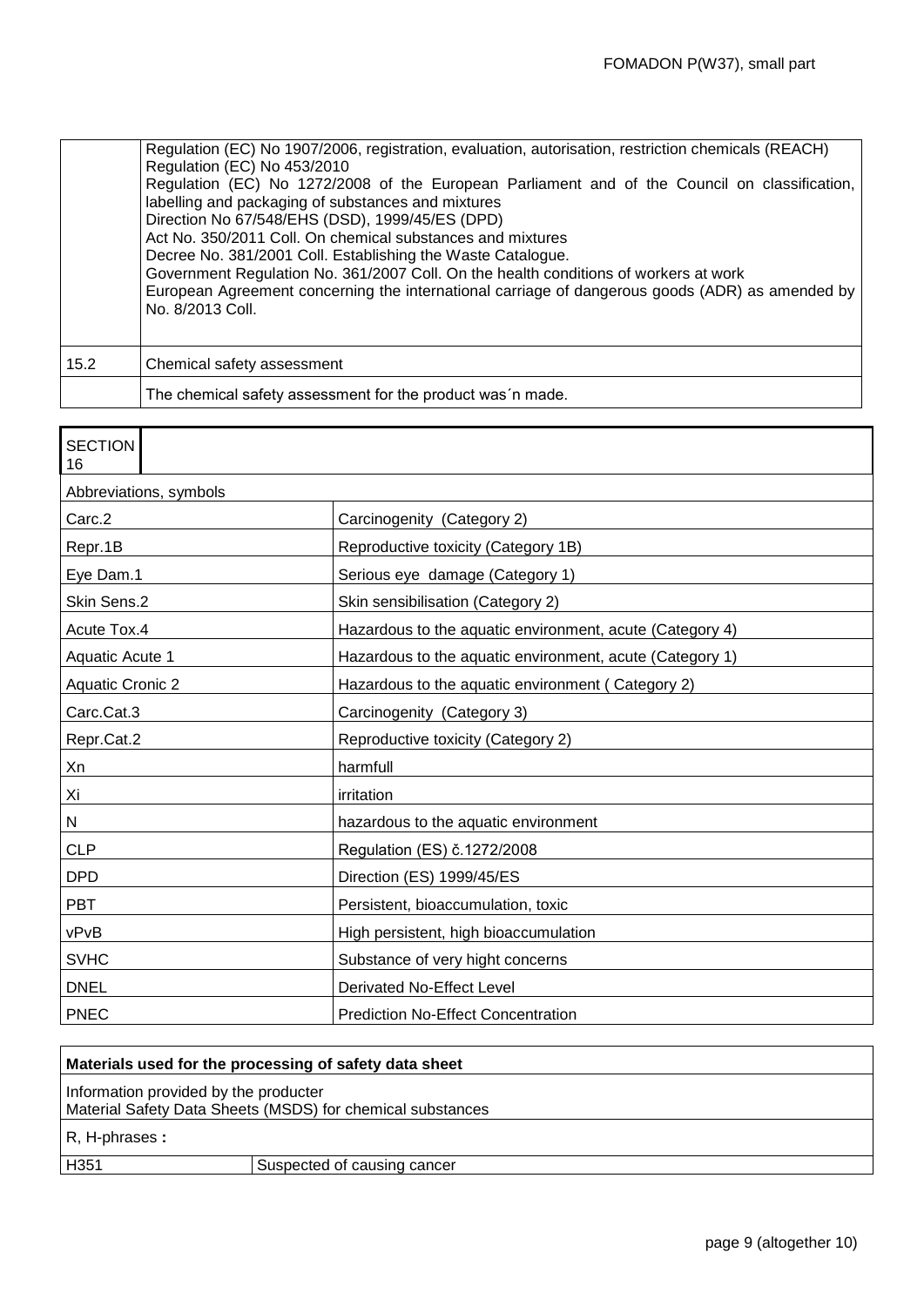| | |
|---|---|
| | Regulation (EC) No 1907/2006, registration, evaluation, autorisation, restriction chemicals (REACH)<br>Regulation (EC) No 453/2010<br>Regulation (EC) No 1272/2008 of the European Parliament and of the Council on classification, labelling and packaging of substances and mixtures<br>Direction No 67/548/EHS (DSD), 1999/45/ES (DPD)<br>Act No. 350/2011 Coll. On chemical substances and mixtures<br>Decree No. 381/2001 Coll. Establishing the Waste Catalogue.<br>Government Regulation No. 361/2007 Coll. On the health conditions of workers at work<br>European Agreement concerning the international carriage of dangerous goods (ADR) as amended by No. 8/2013 Coll. |
| 15.2 | Chemical safety assessment |
| | The chemical safety assessment for the product was´n made. |

## SECTION 16

| Abbreviations, symbols | |
|---|---|
| Carc.2 | Carcinogenity (Category 2) |
| Repr.1B | Reproductive toxicity (Category 1B) |
| Eye Dam.1 | Serious eye damage (Category 1) |
| Skin Sens.2 | Skin sensibilisation (Category 2) |
| Acute Tox.4 | Hazardous to the aquatic environment, acute (Category 4) |
| Aquatic Acute 1 | Hazardous to the aquatic environment, acute (Category 1) |
| Aquatic Cronic 2 | Hazardous to the aquatic environment ( Category 2) |
| Carc.Cat.3 | Carcinogenity (Category 3) |
| Repr.Cat.2 | Reproductive toxicity (Category 2) |
| Xn | harmfull |
| Xi | irritation |
| N | hazardous to the aquatic environment |
| CLP | Regulation (ES) č.1272/2008 |
| DPD | Direction (ES) 1999/45/ES |
| PBT | Persistent, bioaccumulation, toxic |
| vPvB | High persistent, high bioaccumulation |
| SVHC | Substance of very hight concerns |
| DNEL | Derivated No-Effect Level |
| PNEC | Prediction No-Effect Concentration |

| **Materials used for the processing of safety data sheet** | |
|---|---|
| Information provided by the producter<br>Material Safety Data Sheets (MSDS) for chemical substances | |
| R, H-phrases **:** | |
| H351 | Suspected of causing cancer |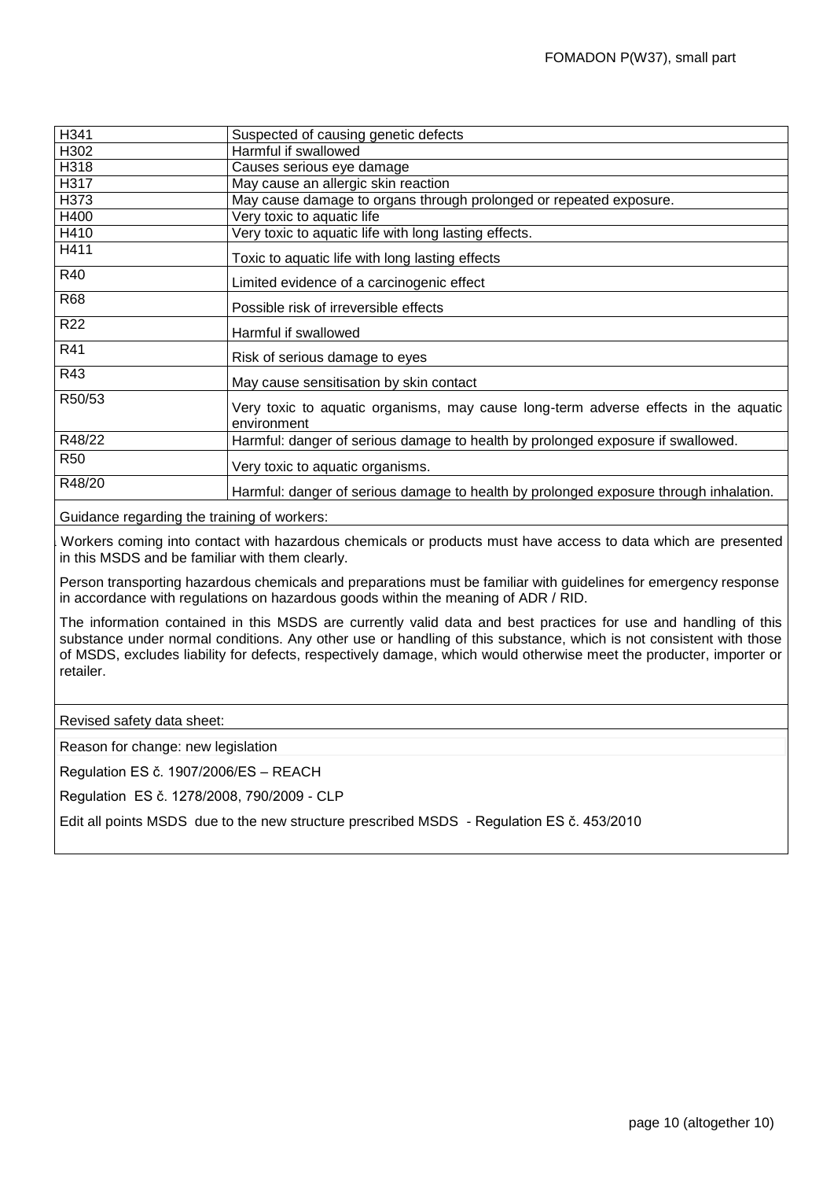| | |
|---|---|
| H341 | Suspected of causing genetic defects |
| H302 | Harmful if swallowed |
| H318 | Causes serious eye damage |
| H317 | May cause an allergic skin reaction |
| H373 | May cause damage to organs through prolonged or repeated exposure. |
| H400 | Very toxic to aquatic life |
| H410 | Very toxic to aquatic life with long lasting effects. |
| H411 | Toxic to aquatic life with long lasting effects |
| R40 | Limited evidence of a carcinogenic effect |
| R68 | Possible risk of irreversible effects |
| R22 | Harmful if swallowed |
| R41 | Risk of serious damage to eyes |
| R43 | May cause sensitisation by skin contact |
| R50/53 | Very toxic to aquatic organisms, may cause long-term adverse effects in the aquatic environment |
| R48/22 | Harmful: danger of serious damage to health by prolonged exposure if swallowed. |
| R50 | Very toxic to aquatic organisms. |
| R48/20 | Harmful: danger of serious damage to health by prolonged exposure through inhalation. |

Guidance regarding the training of workers:

Workers coming into contact with hazardous chemicals or products must have access to data which are presented in this MSDS and be familiar with them clearly.

Person transporting hazardous chemicals and preparations must be familiar with guidelines for emergency response in accordance with regulations on hazardous goods within the meaning of ADR / RID.

The information contained in this MSDS are currently valid data and best practices for use and handling of this substance under normal conditions. Any other use or handling of this substance, which is not consistent with those of MSDS, excludes liability for defects, respectively damage, which would otherwise meet the producter, importer or retailer.

Revised safety data sheet:

Reason for change: new legislation

Regulation ES č. 1907/2006/ES – REACH

Regulation ES č. 1278/2008, 790/2009 - CLP

Edit all points MSDS due to the new structure prescribed MSDS - Regulation ES č. 453/2010